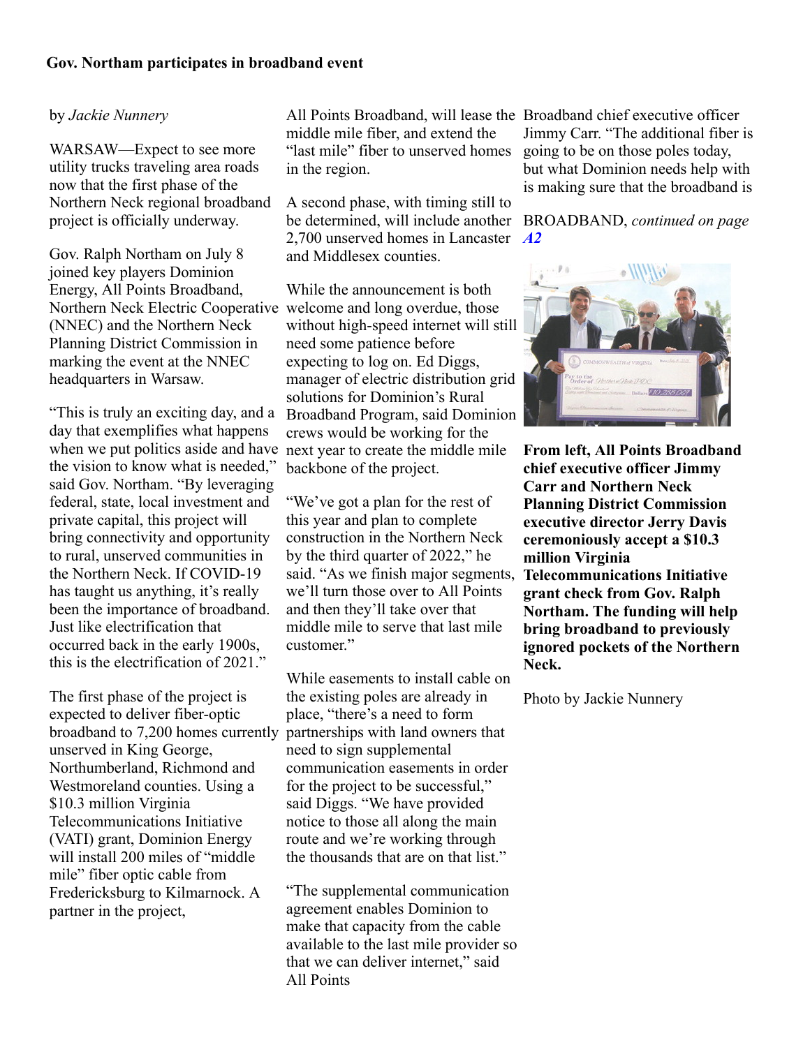**Gov. Northam participates in broadband event**

by *Jackie Nunnery*

WARSAW—Expect to see more utility trucks traveling area roads now that the first phase of the Northern Neck regional broadband project is officially underway.

Gov. Ralph Northam on July 8 joined key players Dominion Energy, All Points Broadband, Northern Neck Electric Cooperative (NNEC) and the Northern Neck Planning District Commission in marking the event at the NNEC headquarters in Warsaw.

"This is truly an exciting day, and a day that exemplifies what happens when we put politics aside and have the vision to know what is needed," said Gov. Northam. "By leveraging federal, state, local investment and private capital, this project will bring connectivity and opportunity to rural, unserved communities in the Northern Neck. If COVID-19 has taught us anything, it's really been the importance of broadband. Just like electrification that occurred back in the early 1900s, this is the electrification of 2021."

The first phase of the project is expected to deliver fiber-optic broadband to 7,200 homes currently unserved in King George, Northumberland, Richmond and Westmoreland counties. Using a $10.3 million Virginia Telecommunications Initiative (VATI) grant, Dominion Energy will install 200 miles of "middle mile" fiber optic cable from Fredericksburg to Kilmarnock. A partner in the project, All Points Broadband, will lease the middle mile fiber, and extend the "last mile" fiber to unserved homes in the region.

A second phase, with timing still to be determined, will include another 2,700 unserved homes in Lancaster and Middlesex counties.

While the announcement is both welcome and long overdue, those without high-speed internet will still need some patience before expecting to log on. Ed Diggs, manager of electric distribution grid solutions for Dominion's Rural Broadband Program, said Dominion crews would be working for the next year to create the middle mile backbone of the project.

"We've got a plan for the rest of this year and plan to complete construction in the Northern Neck by the third quarter of 2022," he said. "As we finish major segments, we'll turn those over to All Points and then they'll take over that middle mile to serve that last mile customer."

While easements to install cable on the existing poles are already in place, "there's a need to form partnerships with land owners that need to sign supplemental communication easements in order for the project to be successful," said Diggs. "We have provided notice to those all along the main route and we're working through the thousands that are on that list."

"The supplemental communication agreement enables Dominion to make that capacity from the cable available to the last mile provider so that we can deliver internet," said All Points Broadband chief executive officer Jimmy Carr. "The additional fiber is going to be on those poles today, but what Dominion needs help with is making sure that the broadband is

BROADBAND, *continued on page* ***A2***

**From left, All Points Broadband chief executive officer Jimmy Carr and Northern Neck Planning District Commission executive director Jerry Davis ceremoniously accept a $10.3 million Virginia Telecommunications Initiative grant check from Gov. Ralph Northam. The funding will help bring broadband to previously ignored pockets of the Northern Neck.**

Photo by Jackie Nunnery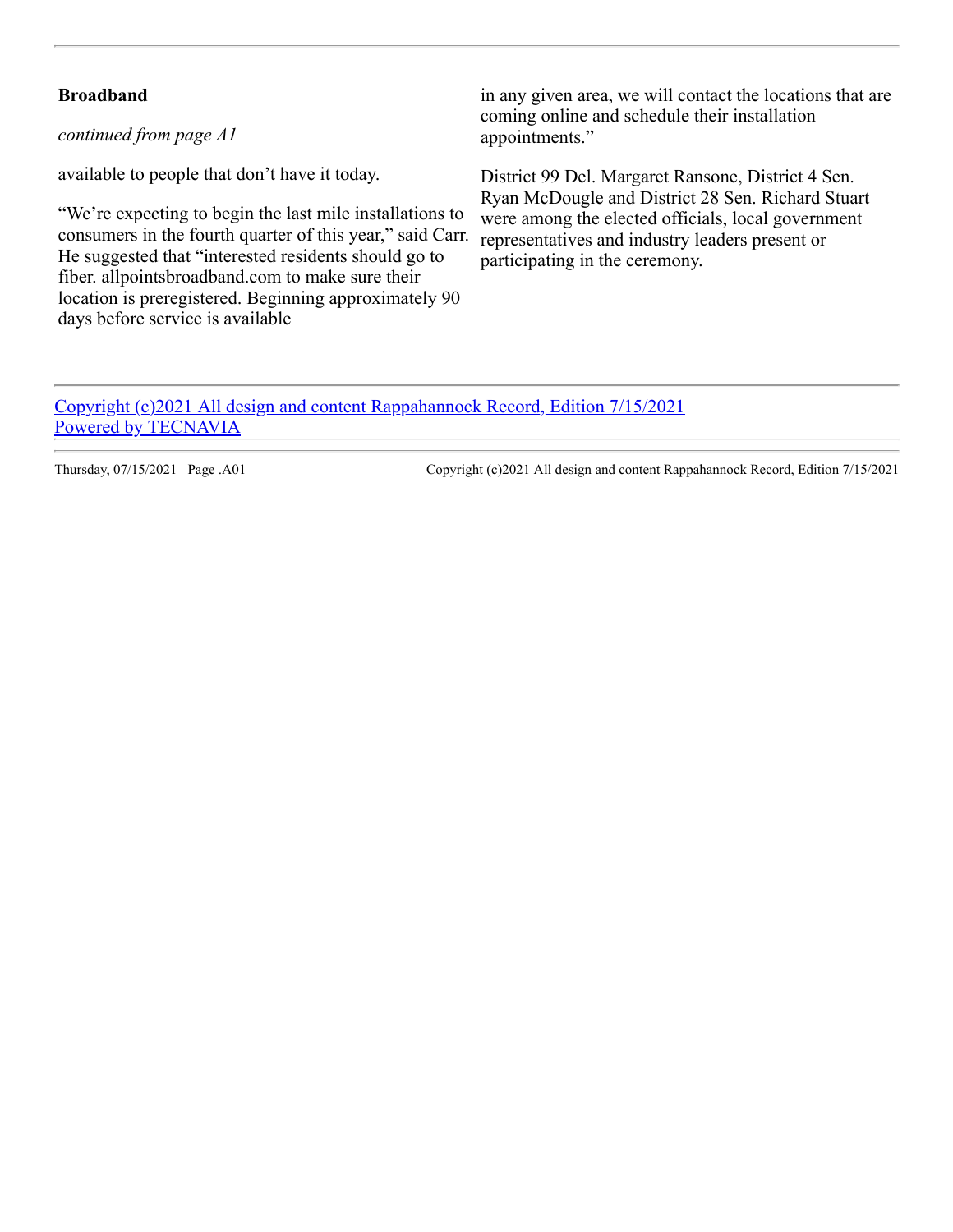**Broadband**

*continued from page A1*

available to people that don't have it today.

"We're expecting to begin the last mile installations to consumers in the fourth quarter of this year," said Carr. He suggested that "interested residents should go to fiber. allpointsbroadband.com to make sure their location is preregistered. Beginning approximately 90 days before service is available in any given area, we will contact the locations that are coming online and schedule their installation appointments."

District 99 Del. Margaret Ransone, District 4 Sen. Ryan McDougle and District 28 Sen. Richard Stuart were among the elected officials, local government representatives and industry leaders present or participating in the ceremony.

Copyright (c)2021 All design and content Rappahannock Record, Edition 7/15/2021
Powered by TECNAVIA